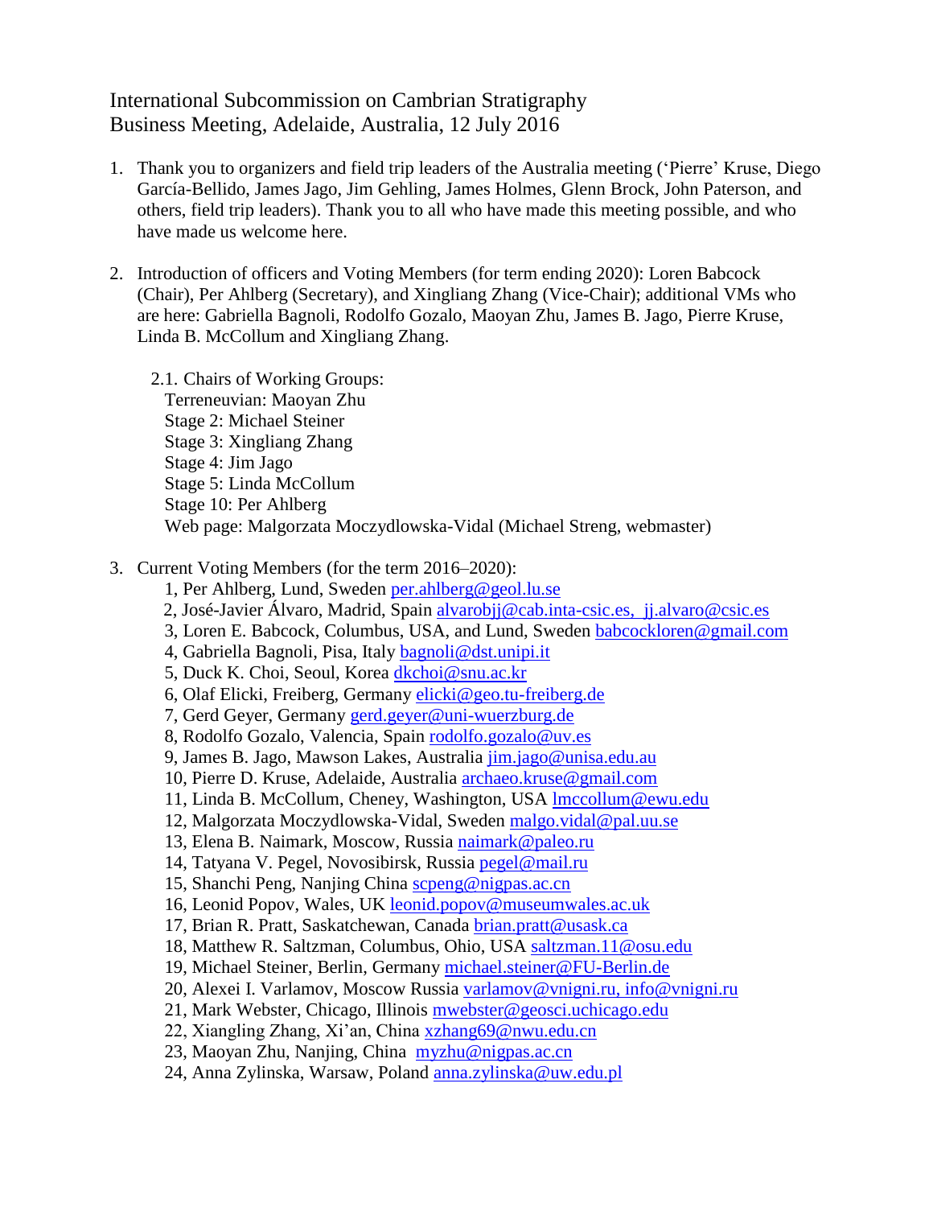International Subcommission on Cambrian Stratigraphy
Business Meeting, Adelaide, Australia, 12 July 2016

1. Thank you to organizers and field trip leaders of the Australia meeting ('Pierre' Kruse, Diego García-Bellido, James Jago, Jim Gehling, James Holmes, Glenn Brock, John Paterson, and others, field trip leaders). Thank you to all who have made this meeting possible, and who have made us welcome here.

2. Introduction of officers and Voting Members (for term ending 2020): Loren Babcock (Chair), Per Ahlberg (Secretary), and Xingliang Zhang (Vice-Chair); additional VMs who are here: Gabriella Bagnoli, Rodolfo Gozalo, Maoyan Zhu, James B. Jago, Pierre Kruse, Linda B. McCollum and Xingliang Zhang.

   2.1. Chairs of Working Groups:
   Terreneuvian: Maoyan Zhu
   Stage 2: Michael Steiner
   Stage 3: Xingliang Zhang
   Stage 4: Jim Jago
   Stage 5: Linda McCollum
   Stage 10: Per Ahlberg
   Web page: Malgorzata Moczydlowska-Vidal (Michael Streng, webmaster)

3. Current Voting Members (for the term 2016–2020):
   1, Per Ahlberg, Lund, Sweden per.ahlberg@geol.lu.se
   2, José-Javier Álvaro, Madrid, Spain alvarobjj@cab.inta-csic.es, jj.alvaro@csic.es
   3, Loren E. Babcock, Columbus, USA, and Lund, Sweden babcockloren@gmail.com
   4, Gabriella Bagnoli, Pisa, Italy bagnoli@dst.unipi.it
   5, Duck K. Choi, Seoul, Korea dkchoi@snu.ac.kr
   6, Olaf Elicki, Freiberg, Germany elicki@geo.tu-freiberg.de
   7, Gerd Geyer, Germany gerd.geyer@uni-wuerzburg.de
   8, Rodolfo Gozalo, Valencia, Spain rodolfo.gozalo@uv.es
   9, James B. Jago, Mawson Lakes, Australia jim.jago@unisa.edu.au
   10, Pierre D. Kruse, Adelaide, Australia archaeo.kruse@gmail.com
   11, Linda B. McCollum, Cheney, Washington, USA lmccollum@ewu.edu
   12, Malgorzata Moczydlowska-Vidal, Sweden malgo.vidal@pal.uu.se
   13, Elena B. Naimark, Moscow, Russia naimark@paleo.ru
   14, Tatyana V. Pegel, Novosibirsk, Russia pegel@mail.ru
   15, Shanchi Peng, Nanjing China scpeng@nigpas.ac.cn
   16, Leonid Popov, Wales, UK leonid.popov@museumwales.ac.uk
   17, Brian R. Pratt, Saskatchewan, Canada brian.pratt@usask.ca
   18, Matthew R. Saltzman, Columbus, Ohio, USA saltzman.11@osu.edu
   19, Michael Steiner, Berlin, Germany michael.steiner@FU-Berlin.de
   20, Alexei I. Varlamov, Moscow Russia varlamov@vnigni.ru, info@vnigni.ru
   21, Mark Webster, Chicago, Illinois mwebster@geosci.uchicago.edu
   22, Xiangling Zhang, Xi'an, China xzhang69@nwu.edu.cn
   23, Maoyan Zhu, Nanjing, China myzhu@nigpas.ac.cn
   24, Anna Zylinska, Warsaw, Poland anna.zylinska@uw.edu.pl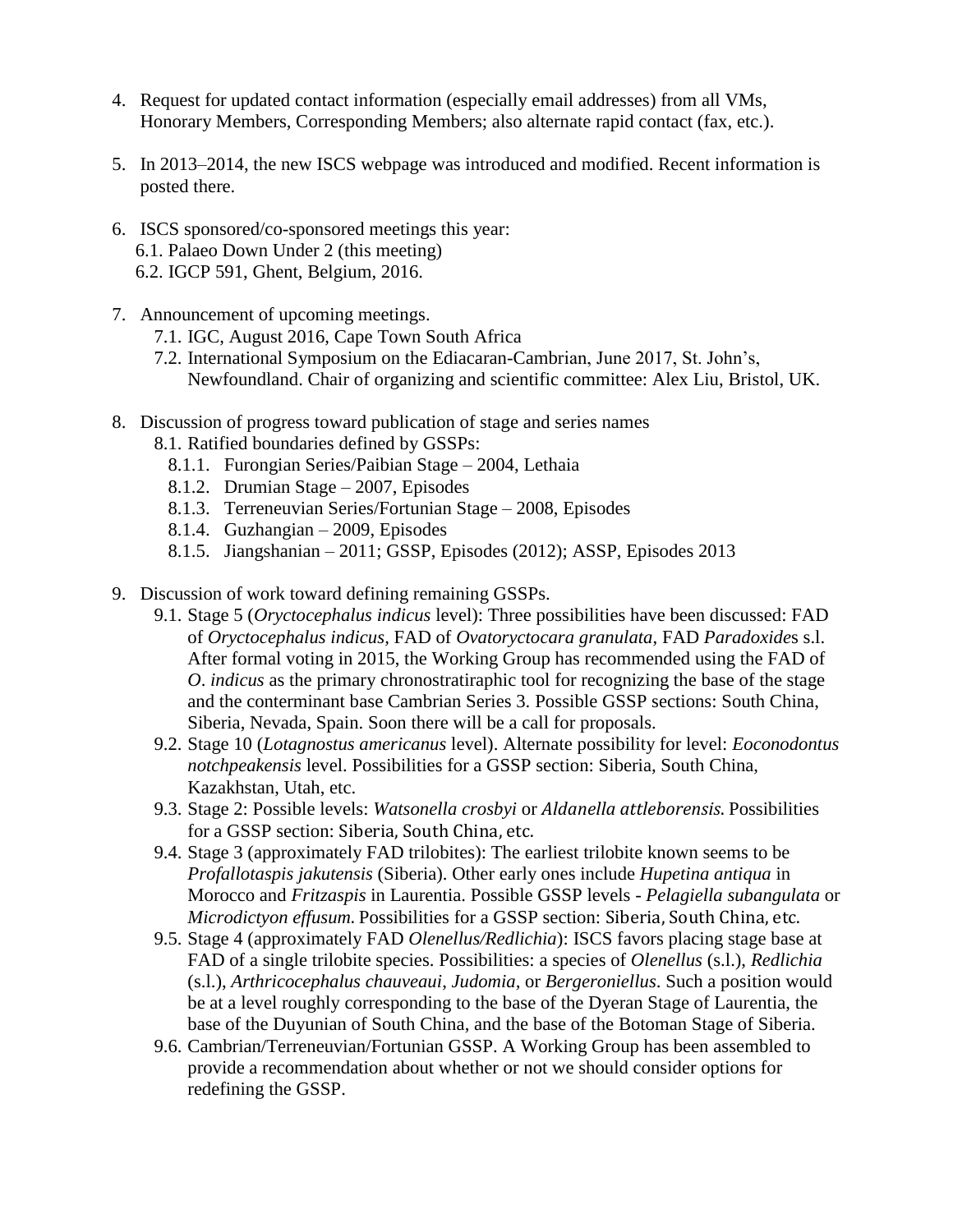4. Request for updated contact information (especially email addresses) from all VMs, Honorary Members, Corresponding Members; also alternate rapid contact (fax, etc.).

5. In 2013–2014, the new ISCS webpage was introduced and modified. Recent information is posted there.

6. ISCS sponsored/co-sponsored meetings this year:
   6.1. Palaeo Down Under 2 (this meeting)
   6.2. IGCP 591, Ghent, Belgium, 2016.

7. Announcement of upcoming meetings.
   7.1. IGC, August 2016, Cape Town South Africa
   7.2. International Symposium on the Ediacaran-Cambrian, June 2017, St. John's, Newfoundland. Chair of organizing and scientific committee: Alex Liu, Bristol, UK.

8. Discussion of progress toward publication of stage and series names
   8.1. Ratified boundaries defined by GSSPs:
      8.1.1. Furongian Series/Paibian Stage – 2004, Lethaia
      8.1.2. Drumian Stage – 2007, Episodes
      8.1.3. Terreneuvian Series/Fortunian Stage – 2008, Episodes
      8.1.4. Guzhangian – 2009, Episodes
      8.1.5. Jiangshanian – 2011; GSSP, Episodes (2012); ASSP, Episodes 2013

9. Discussion of work toward defining remaining GSSPs.
   9.1. Stage 5 (*Oryctocephalus indicus* level): Three possibilities have been discussed: FAD of *Oryctocephalus indicus,* FAD of *Ovatoryctocara granulata*, FAD *Paradoxides* s.l. After formal voting in 2015, the Working Group has recommended using the FAD of *O. indicus* as the primary chronostratiraphic tool for recognizing the base of the stage and the conterminant base Cambrian Series 3. Possible GSSP sections: South China, Siberia, Nevada, Spain. Soon there will be a call for proposals.
   9.2. Stage 10 (*Lotagnostus americanus* level). Alternate possibility for level: *Eoconodontus notchpeakensis* level. Possibilities for a GSSP section: Siberia, South China, Kazakhstan, Utah, etc.
   9.3. Stage 2: Possible levels: *Watsonella crosbyi* or *Aldanella attleborensis.* Possibilities for a GSSP section: Siberia, South China, etc.
   9.4. Stage 3 (approximately FAD trilobites): The earliest trilobite known seems to be *Profallotaspis jakutensis* (Siberia). Other early ones include *Hupetina antiqua* in Morocco and *Fritzaspis* in Laurentia. Possible GSSP levels - *Pelagiella subangulata* or *Microdictyon effusum.* Possibilities for a GSSP section: Siberia, South China, etc.
   9.5. Stage 4 (approximately FAD *Olenellus/Redlichia*): ISCS favors placing stage base at FAD of a single trilobite species. Possibilities: a species of *Olenellus* (s.l.), *Redlichia* (s.l.), *Arthricocephalus chauveaui*, *Judomia,* or *Bergeroniellus.* Such a position would be at a level roughly corresponding to the base of the Dyeran Stage of Laurentia, the base of the Duyunian of South China, and the base of the Botoman Stage of Siberia.
   9.6. Cambrian/Terreneuvian/Fortunian GSSP. A Working Group has been assembled to provide a recommendation about whether or not we should consider options for redefining the GSSP.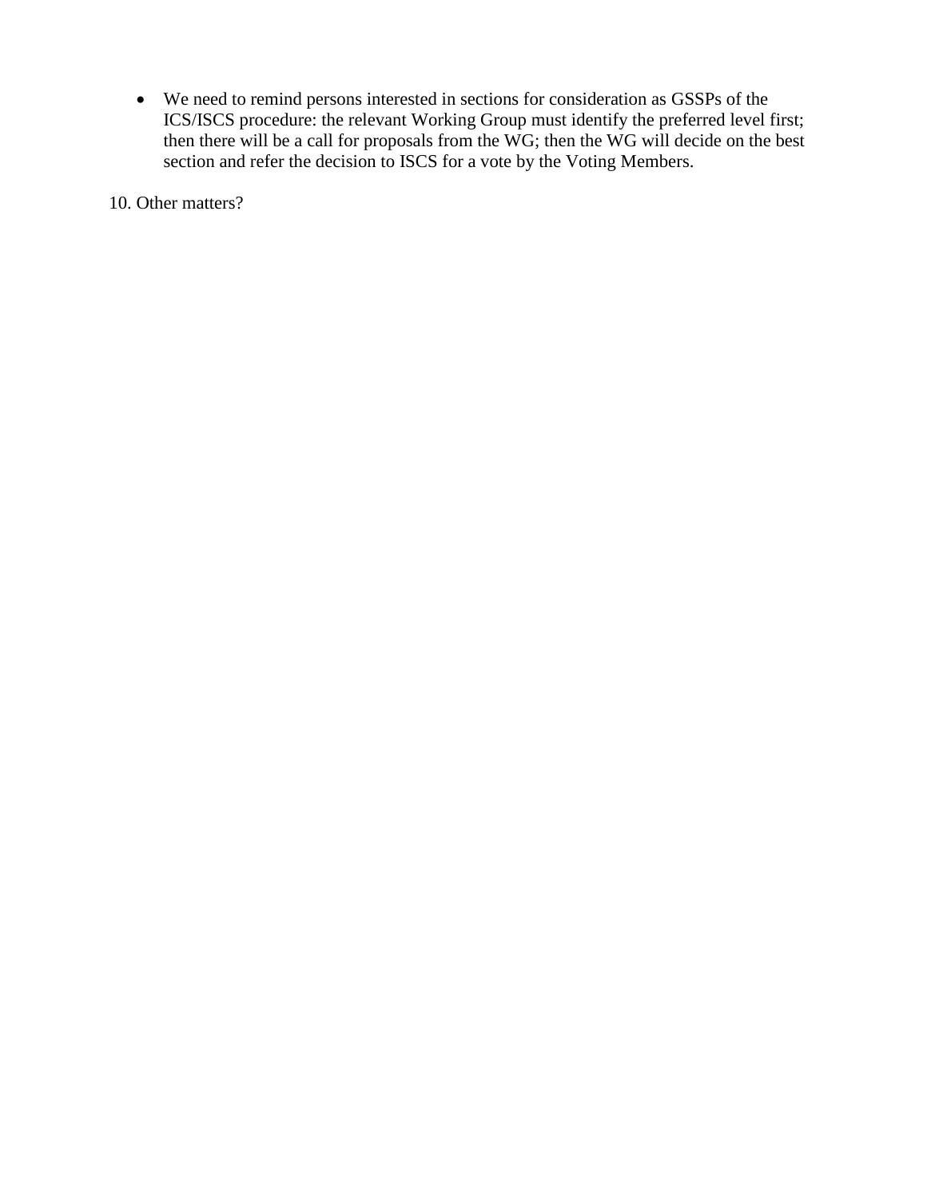- We need to remind persons interested in sections for consideration as GSSPs of the ICS/ISCS procedure: the relevant Working Group must identify the preferred level first; then there will be a call for proposals from the WG; then the WG will decide on the best section and refer the decision to ISCS for a vote by the Voting Members.

10. Other matters?